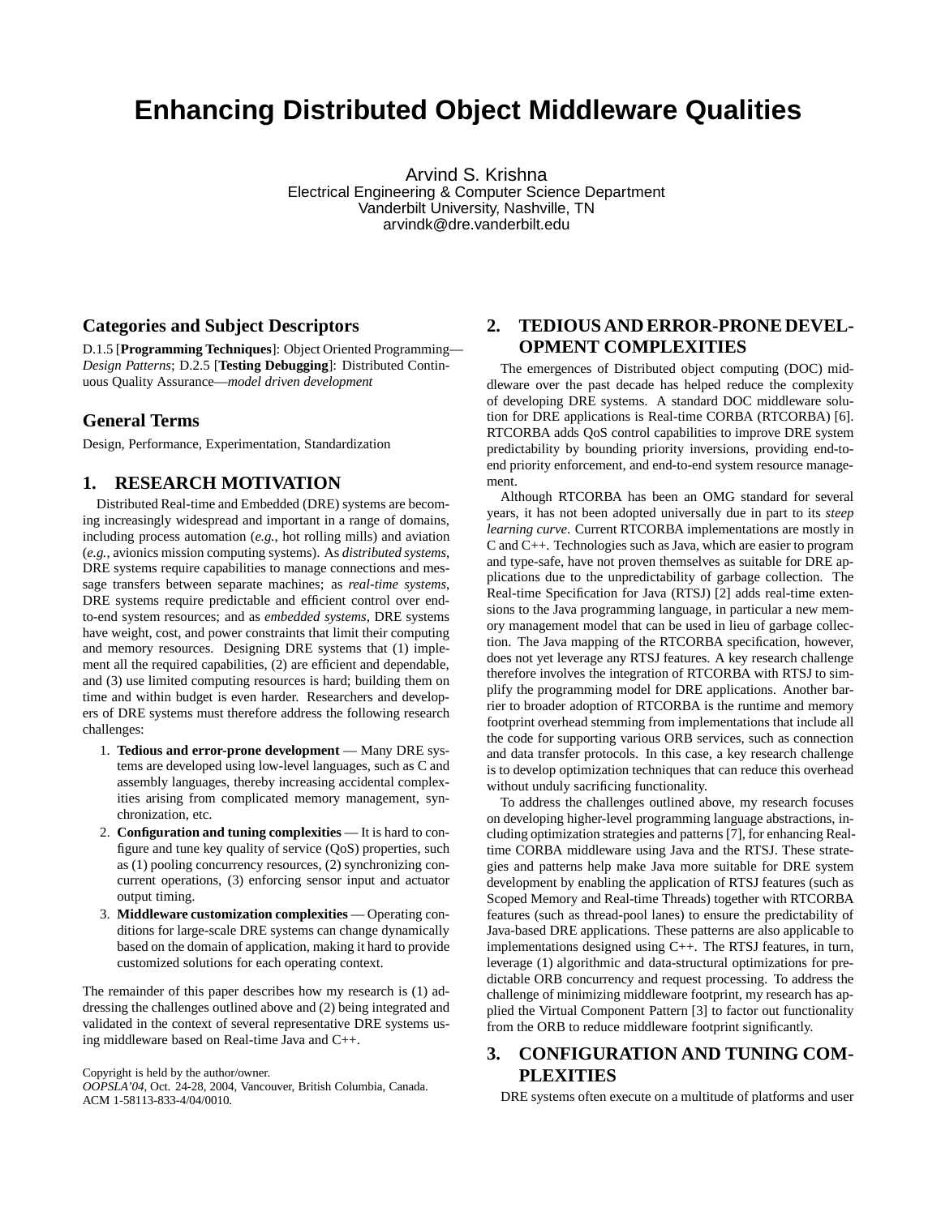# Enhancing Distributed Object Middleware Qualities

Arvind S. Krishna
Electrical Engineering & Computer Science Department
Vanderbilt University, Nashville, TN
arvindk@dre.vanderbilt.edu

## Categories and Subject Descriptors

D.1.5 [**Programming Techniques**]: Object Oriented Programming—*Design Patterns*; D.2.5 [**Testing Debugging**]: Distributed Continuous Quality Assurance—*model driven development*

## General Terms

Design, Performance, Experimentation, Standardization

## 1. RESEARCH MOTIVATION

Distributed Real-time and Embedded (DRE) systems are becoming increasingly widespread and important in a range of domains, including process automation (*e.g.,* hot rolling mills) and aviation (*e.g.,* avionics mission computing systems). As *distributed systems*, DRE systems require capabilities to manage connections and message transfers between separate machines; as *real-time systems*, DRE systems require predictable and efficient control over end-to-end system resources; and as *embedded systems*, DRE systems have weight, cost, and power constraints that limit their computing and memory resources. Designing DRE systems that (1) implement all the required capabilities, (2) are efficient and dependable, and (3) use limited computing resources is hard; building them on time and within budget is even harder. Researchers and developers of DRE systems must therefore address the following research challenges:

1. **Tedious and error-prone development** — Many DRE systems are developed using low-level languages, such as C and assembly languages, thereby increasing accidental complexities arising from complicated memory management, synchronization, etc.
2. **Configuration and tuning complexities** — It is hard to configure and tune key quality of service (QoS) properties, such as (1) pooling concurrency resources, (2) synchronizing concurrent operations, (3) enforcing sensor input and actuator output timing.
3. **Middleware customization complexities** — Operating conditions for large-scale DRE systems can change dynamically based on the domain of application, making it hard to provide customized solutions for each operating context.

The remainder of this paper describes how my research is (1) addressing the challenges outlined above and (2) being integrated and validated in the context of several representative DRE systems using middleware based on Real-time Java and C++.

Copyright is held by the author/owner.
*OOPSLA'04*, Oct. 24-28, 2004, Vancouver, British Columbia, Canada.
ACM 1-58113-833-4/04/0010.

## 2. TEDIOUS AND ERROR-PRONE DEVELOPMENT COMPLEXITIES

The emergences of Distributed object computing (DOC) middleware over the past decade has helped reduce the complexity of developing DRE systems. A standard DOC middleware solution for DRE applications is Real-time CORBA (RTCORBA) [6]. RTCORBA adds QoS control capabilities to improve DRE system predictability by bounding priority inversions, providing end-to-end priority enforcement, and end-to-end system resource management.

Although RTCORBA has been an OMG standard for several years, it has not been adopted universally due in part to its *steep learning curve*. Current RTCORBA implementations are mostly in C and C++. Technologies such as Java, which are easier to program and type-safe, have not proven themselves as suitable for DRE applications due to the unpredictability of garbage collection. The Real-time Specification for Java (RTSJ) [2] adds real-time extensions to the Java programming language, in particular a new memory management model that can be used in lieu of garbage collection. The Java mapping of the RTCORBA specification, however, does not yet leverage any RTSJ features. A key research challenge therefore involves the integration of RTCORBA with RTSJ to simplify the programming model for DRE applications. Another barrier to broader adoption of RTCORBA is the runtime and memory footprint overhead stemming from implementations that include all the code for supporting various ORB services, such as connection and data transfer protocols. In this case, a key research challenge is to develop optimization techniques that can reduce this overhead without unduly sacrificing functionality.

To address the challenges outlined above, my research focuses on developing higher-level programming language abstractions, including optimization strategies and patterns [7], for enhancing Real-time CORBA middleware using Java and the RTSJ. These strategies and patterns help make Java more suitable for DRE system development by enabling the application of RTSJ features (such as Scoped Memory and Real-time Threads) together with RTCORBA features (such as thread-pool lanes) to ensure the predictability of Java-based DRE applications. These patterns are also applicable to implementations designed using C++. The RTSJ features, in turn, leverage (1) algorithmic and data-structural optimizations for predictable ORB concurrency and request processing. To address the challenge of minimizing middleware footprint, my research has applied the Virtual Component Pattern [3] to factor out functionality from the ORB to reduce middleware footprint significantly.

## 3. CONFIGURATION AND TUNING COMPLEXITIES

DRE systems often execute on a multitude of platforms and user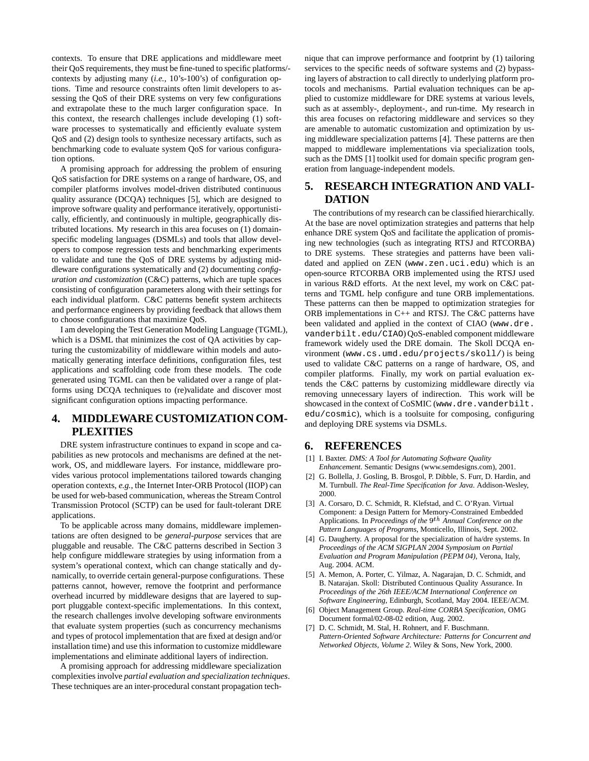contexts. To ensure that DRE applications and middleware meet their QoS requirements, they must be fine-tuned to specific platforms/-contexts by adjusting many (*i.e.*, 10's-100's) of configuration options. Time and resource constraints often limit developers to assessing the QoS of their DRE systems on very few configurations and extrapolate these to the much larger configuration space. In this context, the research challenges include developing (1) software processes to systematically and efficiently evaluate system QoS and (2) design tools to synthesize necessary artifacts, such as benchmarking code to evaluate system QoS for various configuration options.

A promising approach for addressing the problem of ensuring QoS satisfaction for DRE systems on a range of hardware, OS, and compiler platforms involves model-driven distributed continuous quality assurance (DCQA) techniques [5], which are designed to improve software quality and performance iteratively, opportunistically, efficiently, and continuously in multiple, geographically distributed locations. My research in this area focuses on (1) domain-specific modeling languages (DSMLs) and tools that allow developers to compose regression tests and benchmarking experiments to validate and tune the QoS of DRE systems by adjusting middleware configurations systematically and (2) documenting *configuration and customization* (C&C) patterns, which are tuple spaces consisting of configuration parameters along with their settings for each individual platform. C&C patterns benefit system architects and performance engineers by providing feedback that allows them to choose configurations that maximize QoS.

I am developing the Test Generation Modeling Language (TGML), which is a DSML that minimizes the cost of QA activities by capturing the customizability of middleware within models and automatically generating interface definitions, configuration files, test applications and scaffolding code from these models. The code generated using TGML can then be validated over a range of platforms using DCQA techniques to (re)validate and discover most significant configuration options impacting performance.

## 4. MIDDLEWARE CUSTOMIZATION COMPLEXITIES

DRE system infrastructure continues to expand in scope and capabilities as new protocols and mechanisms are defined at the network, OS, and middleware layers. For instance, middleware provides various protocol implementations tailored towards changing operation contexts, *e.g.*, the Internet Inter-ORB Protocol (IIOP) can be used for web-based communication, whereas the Stream Control Transmission Protocol (SCTP) can be used for fault-tolerant DRE applications.

To be applicable across many domains, middleware implementations are often designed to be *general-purpose* services that are pluggable and reusable. The C&C patterns described in Section 3 help configure middleware strategies by using information from a system's operational context, which can change statically and dynamically, to override certain general-purpose configurations. These patterns cannot, however, remove the footprint and performance overhead incurred by middleware designs that are layered to support pluggable context-specific implementations. In this context, the research challenges involve developing software environments that evaluate system properties (such as concurrency mechanisms and types of protocol implementation that are fixed at design and/or installation time) and use this information to customize middleware implementations and eliminate additional layers of indirection.

A promising approach for addressing middleware specialization complexities involve *partial evaluation and specialization techniques*. These techniques are an inter-procedural constant propagation technique that can improve performance and footprint by (1) tailoring services to the specific needs of software systems and (2) bypassing layers of abstraction to call directly to underlying platform protocols and mechanisms. Partial evaluation techniques can be applied to customize middleware for DRE systems at various levels, such as at assembly-, deployment-, and run-time. My research in this area focuses on refactoring middleware and services so they are amenable to automatic customization and optimization by using middleware specialization patterns [4]. These patterns are then mapped to middleware implementations via specialization tools, such as the DMS [1] toolkit used for domain specific program generation from language-independent models.

## 5. RESEARCH INTEGRATION AND VALIDATION

The contributions of my research can be classified hierarchically. At the base are novel optimization strategies and patterns that help enhance DRE system QoS and facilitate the application of promising new technologies (such as integrating RTSJ and RTCORBA) to DRE systems. These strategies and patterns have been validated and applied on ZEN (`www.zen.uci.edu`) which is an open-source RTCORBA ORB implemented using the RTSJ used in various R&D efforts. At the next level, my work on C&C patterns and TGML help configure and tune ORB implementations. These patterns can then be mapped to optimization strategies for ORB implementations in C++ and RTSJ. The C&C patterns have been validated and applied in the context of CIAO (`www.dre.vanderbilt.edu/CIAO`) QoS-enabled component middleware framework widely used the DRE domain. The Skoll DCQA environment (`www.cs.umd.edu/projects/skoll/`) is being used to validate C&C patterns on a range of hardware, OS, and compiler platforms. Finally, my work on partial evaluation extends the C&C patterns by customizing middleware directly via removing unnecessary layers of indirection. This work will be showcased in the context of CoSMIC (`www.dre.vanderbilt.edu/cosmic`), which is a toolsuite for composing, configuring and deploying DRE systems via DSMLs.

## 6. REFERENCES

[1] I. Baxter. *DMS: A Tool for Automating Software Quality Enhancement*. Semantic Designs (www.semdesigns.com), 2001.

[2] G. Bollella, J. Gosling, B. Brosgol, P. Dibble, S. Furr, D. Hardin, and M. Turnbull. *The Real-Time Specification for Java*. Addison-Wesley, 2000.

[3] A. Corsaro, D. C. Schmidt, R. Klefstad, and C. O'Ryan. Virtual Component: a Design Pattern for Memory-Constrained Embedded Applications. In *Proceedings of the $9^{th}$ Annual Conference on the Pattern Languages of Programs*, Monticello, Illinois, Sept. 2002.

[4] G. Daugherty. A proposal for the specialization of ha/dre systems. In *Proceedings of the ACM SIGPLAN 2004 Symposium on Partial Evaluation and Program Manipulation (PEPM 04)*, Verona, Italy, Aug. 2004. ACM.

[5] A. Memon, A. Porter, C. Yilmaz, A. Nagarajan, D. C. Schmidt, and B. Natarajan. Skoll: Distributed Continuous Quality Assurance. In *Proceedings of the 26th IEEE/ACM International Conference on Software Engineering*, Edinburgh, Scotland, May 2004. IEEE/ACM.

[6] Object Management Group. *Real-time CORBA Specification*, OMG Document formal/02-08-02 edition, Aug. 2002.

[7] D. C. Schmidt, M. Stal, H. Rohnert, and F. Buschmann. *Pattern-Oriented Software Architecture: Patterns for Concurrent and Networked Objects, Volume 2*. Wiley & Sons, New York, 2000.